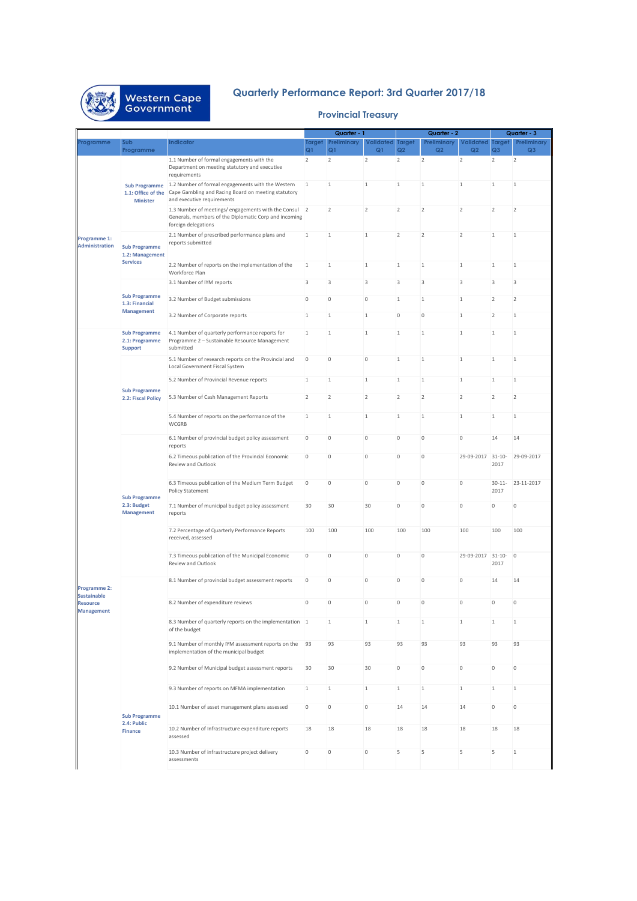# Quarterly Performance Report: 3rd Quarter 2017/18

## Provincial Treasury

| Programme | Sub Programme | Indicator | Quarter - 1 | | | Quarter - 2 | | | Quarter - 3 | |
|---|---|---|---|---|---|---|---|---|---|---|
| | | | Target Q1 | Preliminary Q1 | Validated Q1 | Target Q2 | Preliminary Q2 | Validated Q2 | Target Q3 | Preliminary Q3 |
| Programme 1: Administration | Sub Programme 1.1: Office of the Minister | 1.1 Number of formal engagements with the Department on meeting statutory and executive requirements | 2 | 2 | 2 | 2 | 2 | 2 | 2 | 2 |
| | | 1.2 Number of formal engagements with the Western Cape Gambling and Racing Board on meeting statutory and executive requirements | 1 | 1 | 1 | 1 | 1 | 1 | 1 | 1 |
| | | 1.3 Number of meetings/ engagements with the Consul Generals, members of the Diplomatic Corp and incoming foreign delegations | 2 | 2 | 2 | 2 | 2 | 2 | 2 | 2 |
| | Sub Programme 1.2: Management Services | 2.1 Number of prescribed performance plans and reports submitted | 1 | 1 | 1 | 2 | 2 | 2 | 1 | 1 |
| | | 2.2 Number of reports on the implementation of the Workforce Plan | 1 | 1 | 1 | 1 | 1 | 1 | 1 | 1 |
| | Sub Programme 1.3: Financial Management | 3.1 Number of IYM reports | 3 | 3 | 3 | 3 | 3 | 3 | 3 | 3 |
| | | 3.2 Number of Budget submissions | 0 | 0 | 0 | 1 | 1 | 1 | 2 | 2 |
| | | 3.2 Number of Corporate reports | 1 | 1 | 1 | 0 | 0 | 1 | 2 | 1 |
| Programme 2: Sustainable Resource Management | Sub Programme 2.1: Programme Support | 4.1 Number of quarterly performance reports for Programme 2 – Sustainable Resource Management submitted | 1 | 1 | 1 | 1 | 1 | 1 | 1 | 1 |
| | Sub Programme 2.2: Fiscal Policy | 5.1 Number of research reports on the Provincial and Local Government Fiscal System | 0 | 0 | 0 | 1 | 1 | 1 | 1 | 1 |
| | | 5.2 Number of Provincial Revenue reports | 1 | 1 | 1 | 1 | 1 | 1 | 1 | 1 |
| | | 5.3 Number of Cash Management Reports | 2 | 2 | 2 | 2 | 2 | 2 | 2 | 2 |
| | | 5.4 Number of reports on the performance of the WCGRB | 1 | 1 | 1 | 1 | 1 | 1 | 1 | 1 |
| | Sub Programme 2.3: Budget Management | 6.1 Number of provincial budget policy assessment reports | 0 | 0 | 0 | 0 | 0 | 0 | 14 | 14 |
| | | 6.2 Timeous publication of the Provincial Economic Review and Outlook | 0 | 0 | 0 | 0 | 0 | 29-09-2017 | 31-10-2017 | 29-09-2017 |
| | | 6.3 Timeous publication of the Medium Term Budget Policy Statement | 0 | 0 | 0 | 0 | 0 | 0 | 30-11-2017 | 23-11-2017 |
| | | 7.1 Number of municipal budget policy assessment reports | 30 | 30 | 30 | 0 | 0 | 0 | 0 | 0 |
| | | 7.2 Percentage of Quarterly Performance Reports received, assessed | 100 | 100 | 100 | 100 | 100 | 100 | 100 | 100 |
| | | 7.3 Timeous publication of the Municipal Economic Review and Outlook | 0 | 0 | 0 | 0 | 0 | 29-09-2017 | 31-10-2017 | 0 |
| | | 8.1 Number of provincial budget assessment reports | 0 | 0 | 0 | 0 | 0 | 0 | 14 | 14 |
| | | 8.2 Number of expenditure reviews | 0 | 0 | 0 | 0 | 0 | 0 | 0 | 0 |
| | | 8.3 Number of quarterly reports on the implementation of the budget | 1 | 1 | 1 | 1 | 1 | 1 | 1 | 1 |
| | | 9.1 Number of monthly IYM assessment reports on the implementation of the municipal budget | 93 | 93 | 93 | 93 | 93 | 93 | 93 | 93 |
| | | 9.2 Number of Municipal budget assessment reports | 30 | 30 | 30 | 0 | 0 | 0 | 0 | 0 |
| | | 9.3 Number of reports on MFMA implementation | 1 | 1 | 1 | 1 | 1 | 1 | 1 | 1 |
| | Sub Programme 2.4: Public Finance | 10.1 Number of asset management plans assessed | 0 | 0 | 0 | 14 | 14 | 14 | 0 | 0 |
| | | 10.2 Number of Infrastructure expenditure reports assessed | 18 | 18 | 18 | 18 | 18 | 18 | 18 | 18 |
| | | 10.3 Number of infrastructure project delivery assessments | 0 | 0 | 0 | 5 | 5 | 5 | 5 | 1 |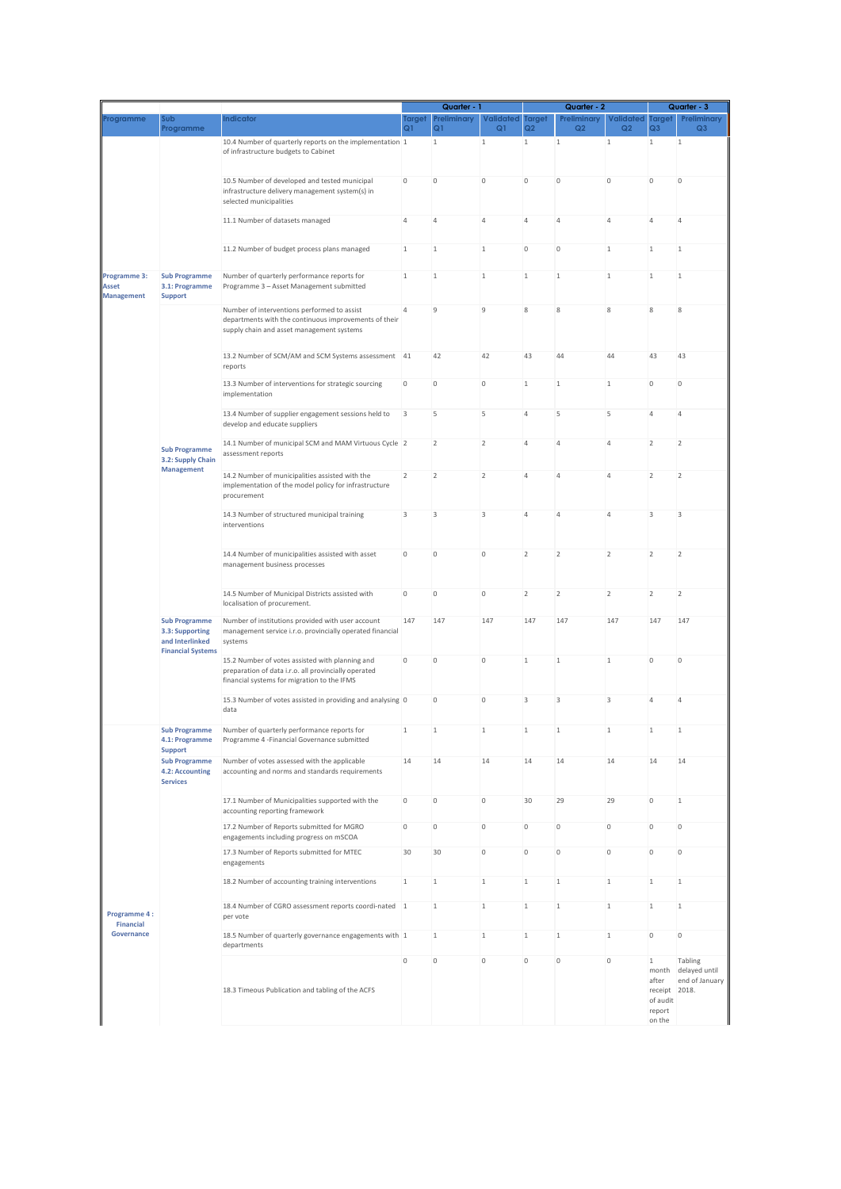| Programme | Sub Programme | Indicator | Quarter - 1 | | | Quarter - 2 | | | Quarter - 3 | |
|---|---|---|---|---|---|---|---|---|---|---|
| | | | Target Q1 | Preliminary Q1 | Validated Q1 | Target Q2 | Preliminary Q2 | Validated Q2 | Target Q3 | Preliminary Q3 |
| | | 10.4 Number of quarterly reports on the implementation of infrastructure budgets to Cabinet | 1 | 1 | 1 | 1 | 1 | 1 | 1 | 1 |
| | | 10.5 Number of developed and tested municipal infrastructure delivery management system(s) in selected municipalities | 0 | 0 | 0 | 0 | 0 | 0 | 0 | 0 |
| | | 11.1 Number of datasets managed | 4 | 4 | 4 | 4 | 4 | 4 | 4 | 4 |
| | | 11.2 Number of budget process plans managed | 1 | 1 | 1 | 0 | 0 | 1 | 1 | 1 |
| Programme 3: Asset Management | Sub Programme 3.1: Programme Support | Number of quarterly performance reports for Programme 3 – Asset Management submitted | 1 | 1 | 1 | 1 | 1 | 1 | 1 | 1 |
| | Sub Programme 3.2: Supply Chain Management | Number of interventions performed to assist departments with the continuous improvements of their supply chain and asset management systems | 4 | 9 | 9 | 8 | 8 | 8 | 8 | 8 |
| | | 13.2 Number of SCM/AM and SCM Systems assessment reports | 41 | 42 | 42 | 43 | 44 | 44 | 43 | 43 |
| | | 13.3 Number of interventions for strategic sourcing implementation | 0 | 0 | 0 | 1 | 1 | 1 | 0 | 0 |
| | | 13.4 Number of supplier engagement sessions held to develop and educate suppliers | 3 | 5 | 5 | 4 | 5 | 5 | 4 | 4 |
| | | 14.1 Number of municipal SCM and MAM Virtuous Cycle assessment reports | 2 | 2 | 2 | 4 | 4 | 4 | 2 | 2 |
| | | 14.2 Number of municipalities assisted with the implementation of the model policy for infrastructure procurement | 2 | 2 | 2 | 4 | 4 | 4 | 2 | 2 |
| | | 14.3 Number of structured municipal training interventions | 3 | 3 | 3 | 4 | 4 | 4 | 3 | 3 |
| | | 14.4 Number of municipalities assisted with asset management business processes | 0 | 0 | 0 | 2 | 2 | 2 | 2 | 2 |
| | | 14.5 Number of Municipal Districts assisted with localisation of procurement. | 0 | 0 | 0 | 2 | 2 | 2 | 2 | 2 |
| | Sub Programme 3.3: Supporting and Interlinked Financial Systems | Number of institutions provided with user account management service i.r.o. provincially operated financial systems | 147 | 147 | 147 | 147 | 147 | 147 | 147 | 147 |
| | | 15.2 Number of votes assisted with planning and preparation of data i.r.o. all provincially operated financial systems for migration to the IFMS | 0 | 0 | 0 | 1 | 1 | 1 | 0 | 0 |
| | | 15.3 Number of votes assisted in providing and analysing data | 0 | 0 | 0 | 3 | 3 | 3 | 4 | 4 |
| Programme 4 : Financial Governance | Sub Programme 4.1: Programme Support | Number of quarterly performance reports for Programme 4 -Financial Governance submitted | 1 | 1 | 1 | 1 | 1 | 1 | 1 | 1 |
| | Sub Programme 4.2: Accounting Services | Number of votes assessed with the applicable accounting and norms and standards requirements | 14 | 14 | 14 | 14 | 14 | 14 | 14 | 14 |
| | | 17.1 Number of Municipalities supported with the accounting reporting framework | 0 | 0 | 0 | 30 | 29 | 29 | 0 | 1 |
| | | 17.2 Number of Reports submitted for MGRO engagements including progress on mSCOA | 0 | 0 | 0 | 0 | 0 | 0 | 0 | 0 |
| | | 17.3 Number of Reports submitted for MTEC engagements | 30 | 30 | 0 | 0 | 0 | 0 | 0 | 0 |
| | | 18.2 Number of accounting training interventions | 1 | 1 | 1 | 1 | 1 | 1 | 1 | 1 |
| | | 18.4 Number of CGRO assessment reports coordi-nated per vote | 1 | 1 | 1 | 1 | 1 | 1 | 1 | 1 |
| | | 18.5 Number of quarterly governance engagements with departments | 1 | 1 | 1 | 1 | 1 | 1 | 0 | 0 |
| | | 18.3 Timeous Publication and tabling of the ACFS | 0 | 0 | 0 | 0 | 0 | 0 | 1 month after receipt of audit report on the | Tabling delayed until end of January 2018. |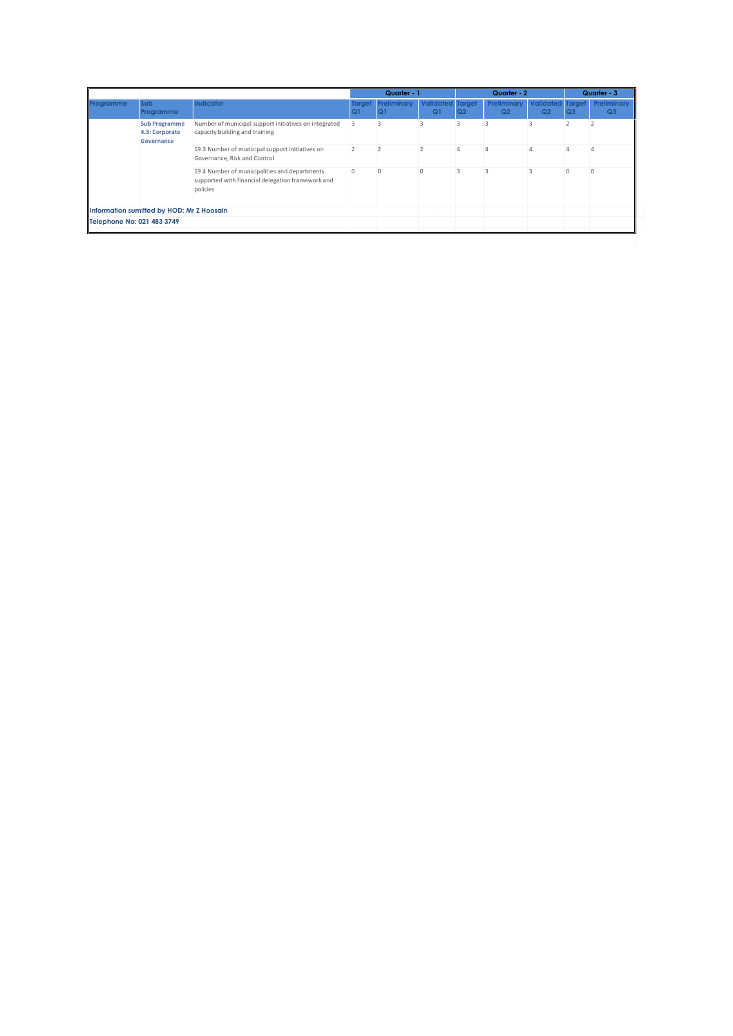| | | | Quarter - 1 | | | Quarter - 2 | | | Quarter - 3 | |
|---|---|---|---|---|---|---|---|---|---|---|
| Programme | Sub Programme | Indicator | Target Q1 | Preliminary Q1 | Validated Q1 | Target Q2 | Preliminary Q2 | Validated Q2 | Target Q3 | Preliminary Q3 |
| | **Sub Programme 4.3: Corporate Governance** | Number of municipal support initiatives on integrated capacity building and training | 3 | 3 | 3 | 3 | 3 | 3 | 2 | 2 |
| | | 19.3 Number of municipal support initiatives on Governance, Risk and Control | 2 | 2 | 2 | 4 | 4 | 4 | 4 | 4 |
| | | 19.4 Number of municipalities and departments supported with financial delegation framework and policies | 0 | 0 | 0 | 3 | 3 | 3 | 0 | 0 |

**Information sumitted by HOD: Mr Z Hoosain**

**Telephone No: 021 483 3749**